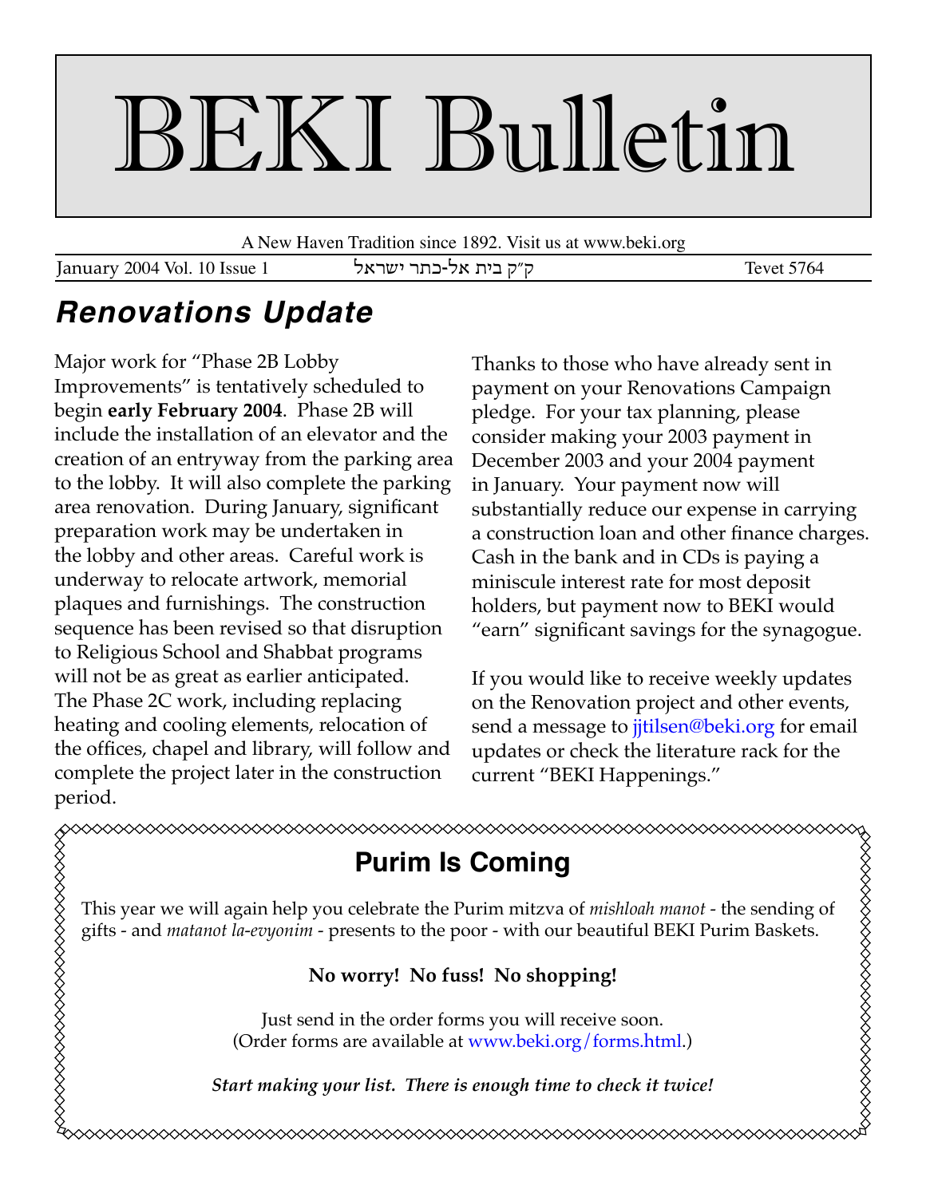# BEKI Bulletin

A New Haven Tradition since 1892. Visit us at www.beki.org

January 2004 Vol. 10 Issue 1 ק״ק בית אל-כתר ישראל Tevet 5764

## *Renovations Update*

Major work for "Phase 2B Lobby Improvements" is tentatively scheduled to begin **early February 2004**. Phase 2B will include the installation of an elevator and the creation of an entryway from the parking area to the lobby. It will also complete the parking area renovation. During January, significant preparation work may be undertaken in the lobby and other areas. Careful work is underway to relocate artwork, memorial plaques and furnishings. The construction sequence has been revised so that disruption to Religious School and Shabbat programs will not be as great as earlier anticipated. The Phase 2C work, including replacing heating and cooling elements, relocation of the offices, chapel and library, will follow and complete the project later in the construction period.

Thanks to those who have already sent in payment on your Renovations Campaign pledge. For your tax planning, please consider making your 2003 payment in December 2003 and your 2004 payment in January. Your payment now will substantially reduce our expense in carrying a construction loan and other finance charges. Cash in the bank and in CDs is paying a miniscule interest rate for most deposit holders, but payment now to BEKI would "earn" significant savings for the synagogue.

If you would like to receive weekly updates on the Renovation project and other events, send a message to jjtilsen@beki.org for email updates or check the literature rack for the current "BEKI Happenings."

## Purim Is Coming

This year we will again help you celebrate the Purim mitzva of *mishloah manot* - the sending of gifts - and *matanot la-evyonim* - presents to the poor - with our beautiful BEKI Purim Baskets.

**No worry! No fuss! No shopping!**

Just send in the order forms you will receive soon.
(Order forms are available at www.beki.org/forms.html.)

***Start making your list. There is enough time to check it twice!***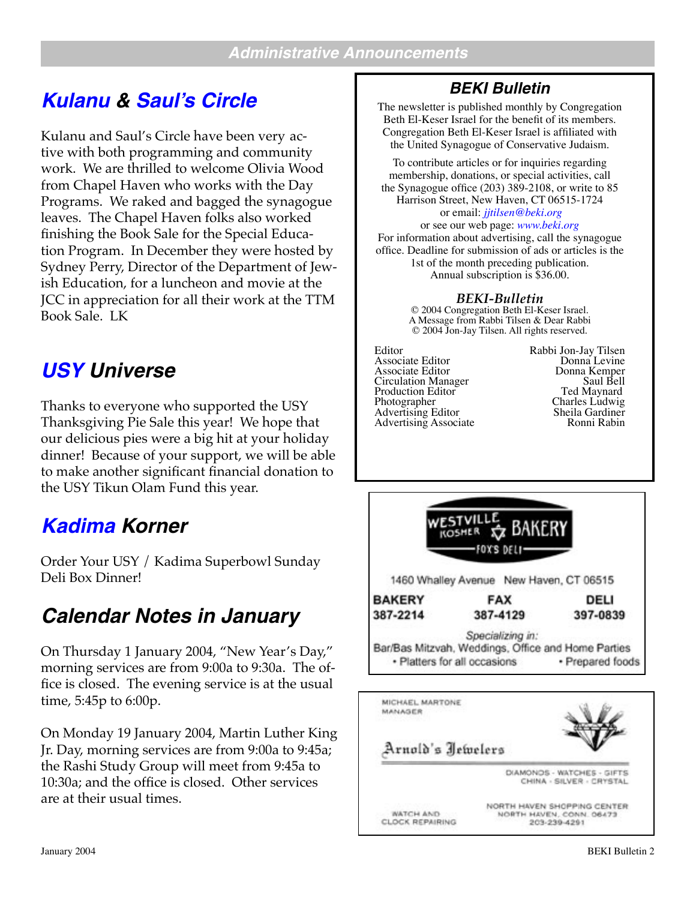## Administrative Announcements

## *Kulanu* & *Saul's Circle*

Kulanu and Saul's Circle have been very active with both programming and community work. We are thrilled to welcome Olivia Wood from Chapel Haven who works with the Day Programs. We raked and bagged the synagogue leaves. The Chapel Haven folks also worked finishing the Book Sale for the Special Education Program. In December they were hosted by Sydney Perry, Director of the Department of Jewish Education, for a luncheon and movie at the JCC in appreciation for all their work at the TTM Book Sale. LK

## *USY* Universe

Thanks to everyone who supported the USY Thanksgiving Pie Sale this year! We hope that our delicious pies were a big hit at your holiday dinner! Because of your support, we will be able to make another significant financial donation to the USY Tikun Olam Fund this year.

## *Kadima* Korner

Order Your USY / Kadima Superbowl Sunday Deli Box Dinner!

## Calendar Notes in January

On Thursday 1 January 2004, "New Year's Day," morning services are from 9:00a to 9:30a. The office is closed. The evening service is at the usual time, 5:45p to 6:00p.

On Monday 19 January 2004, Martin Luther King Jr. Day, morning services are from 9:00a to 9:45a; the Rashi Study Group will meet from 9:45a to 10:30a; and the office is closed. Other services are at their usual times.

### BEKI Bulletin

The newsletter is published monthly by Congregation Beth El-Keser Israel for the benefit of its members. Congregation Beth El-Keser Israel is affiliated with the United Synagogue of Conservative Judaism.

To contribute articles or for inquiries regarding membership, donations, or special activities, call the Synagogue office (203) 389-2108, or write to 85 Harrison Street, New Haven, CT 06515-1724 or email: *jjtilsen@beki.org*
or see our web page: *www.beki.org*
For information about advertising, call the synagogue office. Deadline for submission of ads or articles is the 1st of the month preceding publication.
Annual subscription is $36.00.

***BEKI-Bulletin***
© 2004 Congregation Beth El-Keser Israel.
A Message from Rabbi Tilsen & Dear Rabbi
© 2004 Jon-Jay Tilsen. All rights reserved.

| | |
|---|---|
| Editor | Rabbi Jon-Jay Tilsen |
| Associate Editor | Donna Levine |
| Associate Editor | Donna Kemper |
| Circulation Manager | Saul Bell |
| Production Editor | Ted Maynard |
| Photographer | Charles Ludwig |
| Advertising Editor | Sheila Gardiner |
| Advertising Associate | Ronni Rabin |

**WESTVILLE KOSHER BAKERY**
FOX'S DELI

1460 Whalley Avenue New Haven, CT 06515

| BAKERY | FAX | DELI |
|---|---|---|
| 387-2214 | 387-4129 | 397-0839 |

*Specializing in:*
Bar/Bas Mitzvah, Weddings, Office and Home Parties
• Platters for all occasions • Prepared foods

MICHAEL MARTONE
MANAGER

**Arnold's Jewelers**

DIAMONDS - WATCHES - GIFTS
CHINA - SILVER - CRYSTAL

WATCH AND CLOCK REPAIRING

NORTH HAVEN SHOPPING CENTER
NORTH HAVEN, CONN. 06473
203-239-4291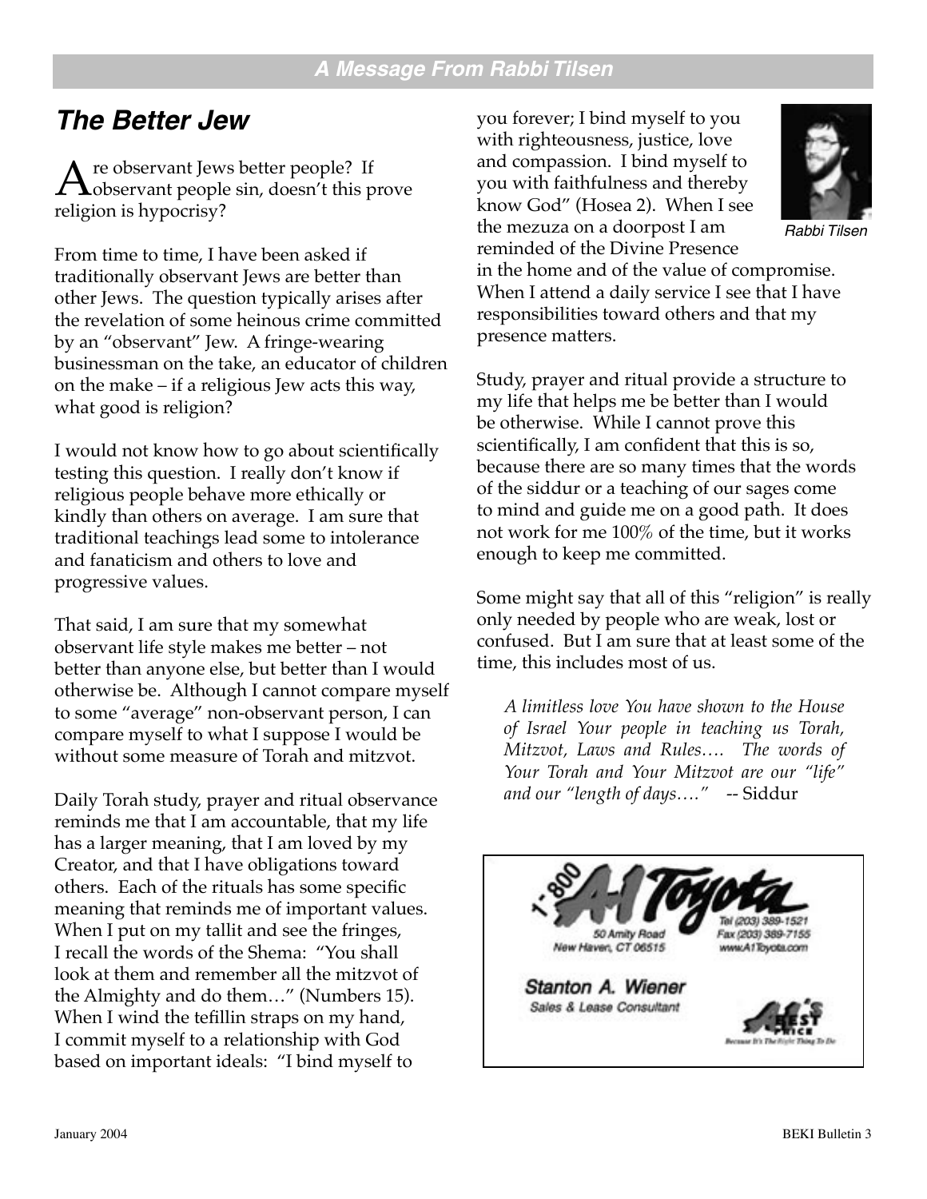## A Message From Rabbi Tilsen

# The Better Jew

Are observant Jews better people? If observant people sin, doesn't this prove religion is hypocrisy?

From time to time, I have been asked if traditionally observant Jews are better than other Jews. The question typically arises after the revelation of some heinous crime committed by an "observant" Jew. A fringe-wearing businessman on the take, an educator of children on the make – if a religious Jew acts this way, what good is religion?

I would not know how to go about scientifically testing this question. I really don't know if religious people behave more ethically or kindly than others on average. I am sure that traditional teachings lead some to intolerance and fanaticism and others to love and progressive values.

That said, I am sure that my somewhat observant life style makes me better – not better than anyone else, but better than I would otherwise be. Although I cannot compare myself to some "average" non-observant person, I can compare myself to what I suppose I would be without some measure of Torah and mitzvot.

Daily Torah study, prayer and ritual observance reminds me that I am accountable, that my life has a larger meaning, that I am loved by my Creator, and that I have obligations toward others. Each of the rituals has some specific meaning that reminds me of important values. When I put on my tallit and see the fringes, I recall the words of the Shema: "You shall look at them and remember all the mitzvot of the Almighty and do them…" (Numbers 15). When I wind the tefillin straps on my hand, I commit myself to a relationship with God based on important ideals: "I bind myself to you forever; I bind myself to you with righteousness, justice, love and compassion. I bind myself to you with faithfulness and thereby know God" (Hosea 2). When I see the mezuza on a doorpost I am reminded of the Divine Presence in the home and of the value of compromise. When I attend a daily service I see that I have responsibilities toward others and that my presence matters.

Rabbi Tilsen

Study, prayer and ritual provide a structure to my life that helps me be better than I would be otherwise. While I cannot prove this scientifically, I am confident that this is so, because there are so many times that the words of the siddur or a teaching of our sages come to mind and guide me on a good path. It does not work for me 100% of the time, but it works enough to keep me committed.

Some might say that all of this "religion" is really only needed by people who are weak, lost or confused. But I am sure that at least some of the time, this includes most of us.

> *A limitless love You have shown to the House of Israel Your people in teaching us Torah, Mitzvot, Laws and Rules…. The words of Your Torah and Your Mitzvot are our "life" and our "length of days…."* -- Siddur

1-800 A-1 Toyota
50 Amity Road
New Haven, CT 06515
Tel (203) 389-1521
Fax (203) 389-7155
www.A1Toyota.com

**Stanton A. Wiener**
Sales & Lease Consultant

A-1's Best Price — Because It's The Right Thing To Do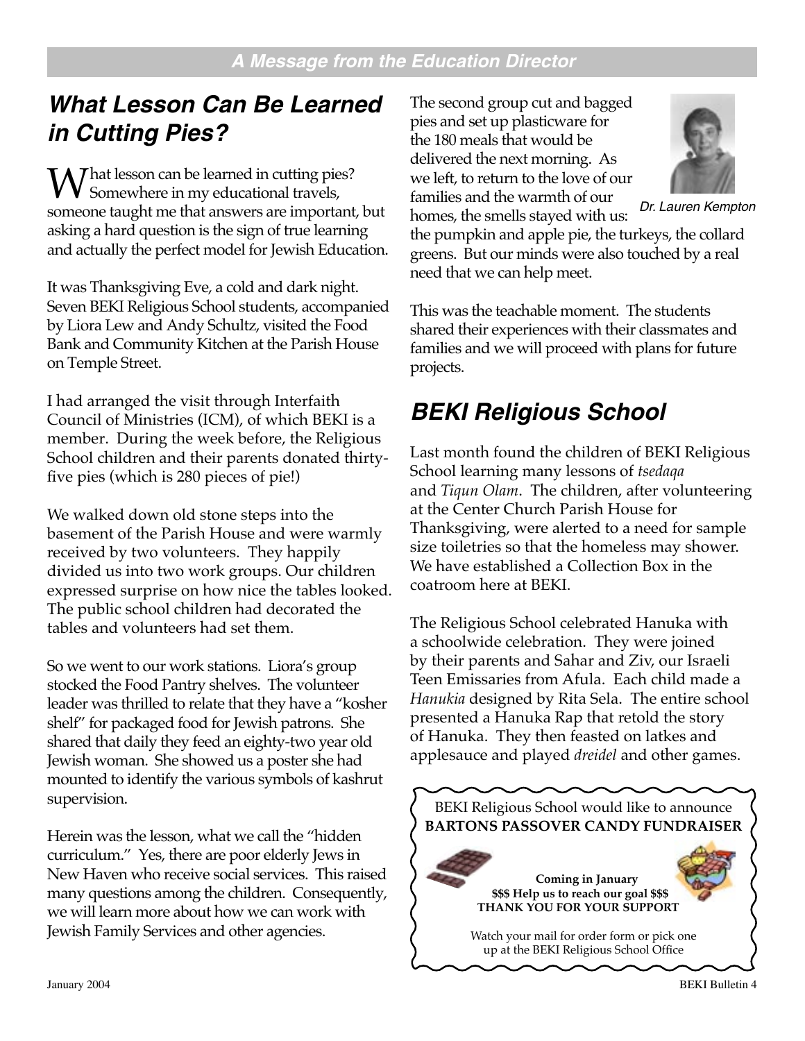**A Message from the Education Director**

## *What Lesson Can Be Learned in Cutting Pies?*

What lesson can be learned in cutting pies? Somewhere in my educational travels, someone taught me that answers are important, but asking a hard question is the sign of true learning and actually the perfect model for Jewish Education.

It was Thanksgiving Eve, a cold and dark night. Seven BEKI Religious School students, accompanied by Liora Lew and Andy Schultz, visited the Food Bank and Community Kitchen at the Parish House on Temple Street.

I had arranged the visit through Interfaith Council of Ministries (ICM), of which BEKI is a member. During the week before, the Religious School children and their parents donated thirty-five pies (which is 280 pieces of pie!)

We walked down old stone steps into the basement of the Parish House and were warmly received by two volunteers. They happily divided us into two work groups. Our children expressed surprise on how nice the tables looked. The public school children had decorated the tables and volunteers had set them.

So we went to our work stations. Liora's group stocked the Food Pantry shelves. The volunteer leader was thrilled to relate that they have a "kosher shelf" for packaged food for Jewish patrons. She shared that daily they feed an eighty-two year old Jewish woman. She showed us a poster she had mounted to identify the various symbols of kashrut supervision.

Herein was the lesson, what we call the "hidden curriculum." Yes, there are poor elderly Jews in New Haven who receive social services. This raised many questions among the children. Consequently, we will learn more about how we can work with Jewish Family Services and other agencies.

The second group cut and bagged pies and set up plasticware for the 180 meals that would be delivered the next morning. As we left, to return to the love of our families and the warmth of our homes, the smells stayed with us: the pumpkin and apple pie, the turkeys, the collard greens. But our minds were also touched by a real need that we can help meet.

*Dr. Lauren Kempton*

This was the teachable moment. The students shared their experiences with their classmates and families and we will proceed with plans for future projects.

## *BEKI Religious School*

Last month found the children of BEKI Religious School learning many lessons of *tsedaqa* and *Tiqun Olam*. The children, after volunteering at the Center Church Parish House for Thanksgiving, were alerted to a need for sample size toiletries so that the homeless may shower. We have established a Collection Box in the coatroom here at BEKI.

The Religious School celebrated Hanuka with a schoolwide celebration. They were joined by their parents and Sahar and Ziv, our Israeli Teen Emissaries from Afula. Each child made a *Hanukia* designed by Rita Sela. The entire school presented a Hanuka Rap that retold the story of Hanuka. They then feasted on latkes and applesauce and played *dreidel* and other games.

BEKI Religious School would like to announce
**BARTONS PASSOVER CANDY FUNDRAISER**

**Coming in January**
**$$$ Help us to reach our goal $$$**
**THANK YOU FOR YOUR SUPPORT**

Watch your mail for order form or pick one up at the BEKI Religious School Office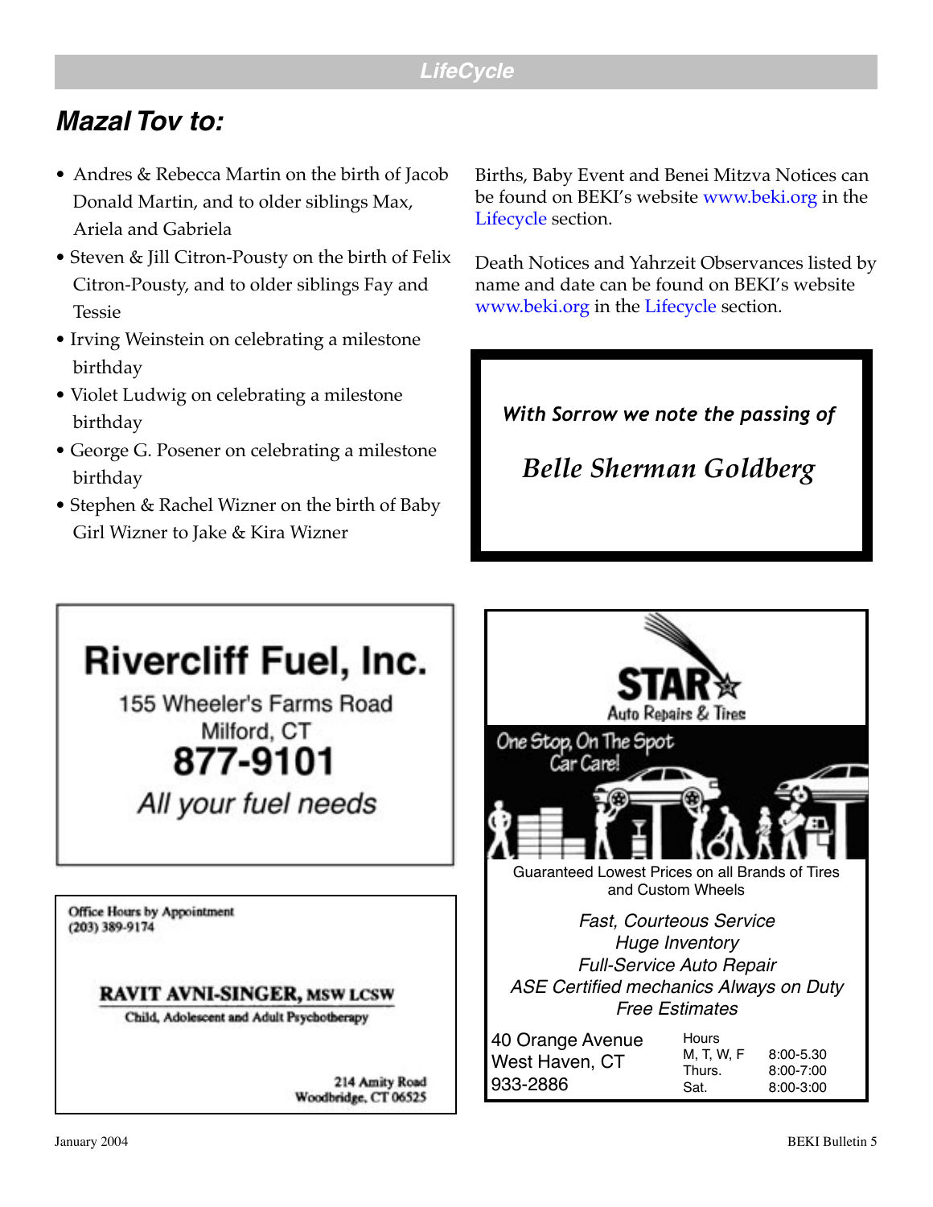## LifeCycle

# *Mazal Tov to:*

- Andres & Rebecca Martin on the birth of Jacob Donald Martin, and to older siblings Max, Ariela and Gabriela
- Steven & Jill Citron-Pousty on the birth of Felix Citron-Pousty, and to older siblings Fay and Tessie
- Irving Weinstein on celebrating a milestone birthday
- Violet Ludwig on celebrating a milestone birthday
- George G. Posener on celebrating a milestone birthday
- Stephen & Rachel Wizner on the birth of Baby Girl Wizner to Jake & Kira Wizner

Births, Baby Event and Benei Mitzva Notices can be found on BEKI's website www.beki.org in the Lifecycle section.

Death Notices and Yahrzeit Observances listed by name and date can be found on BEKI's website www.beki.org in the Lifecycle section.

*With Sorrow we note the passing of*

*Belle Sherman Goldberg*

---

**Rivercliff Fuel, Inc.**

155 Wheeler's Farms Road
Milford, CT
**877-9101**

*All your fuel needs*

---

Office Hours by Appointment
(203) 389-9174

**RAVIT AVNI-SINGER, MSW LCSW**

Child, Adolescent and Adult Psychotherapy

214 Amity Road
Woodbridge, CT 06525

---

**STAR**
Auto Repairs & Tires

One Stop, On The Spot Car Care!

Guaranteed Lowest Prices on all Brands of Tires and Custom Wheels

*Fast, Courteous Service*
*Huge Inventory*
*Full-Service Auto Repair*
*ASE Certified mechanics Always on Duty*
*Free Estimates*

40 Orange Avenue
West Haven, CT
933-2886

| Hours | |
|---|---|
| M, T, W, F | 8:00-5.30 |
| Thurs. | 8:00-7:00 |
| Sat. | 8:00-3:00 |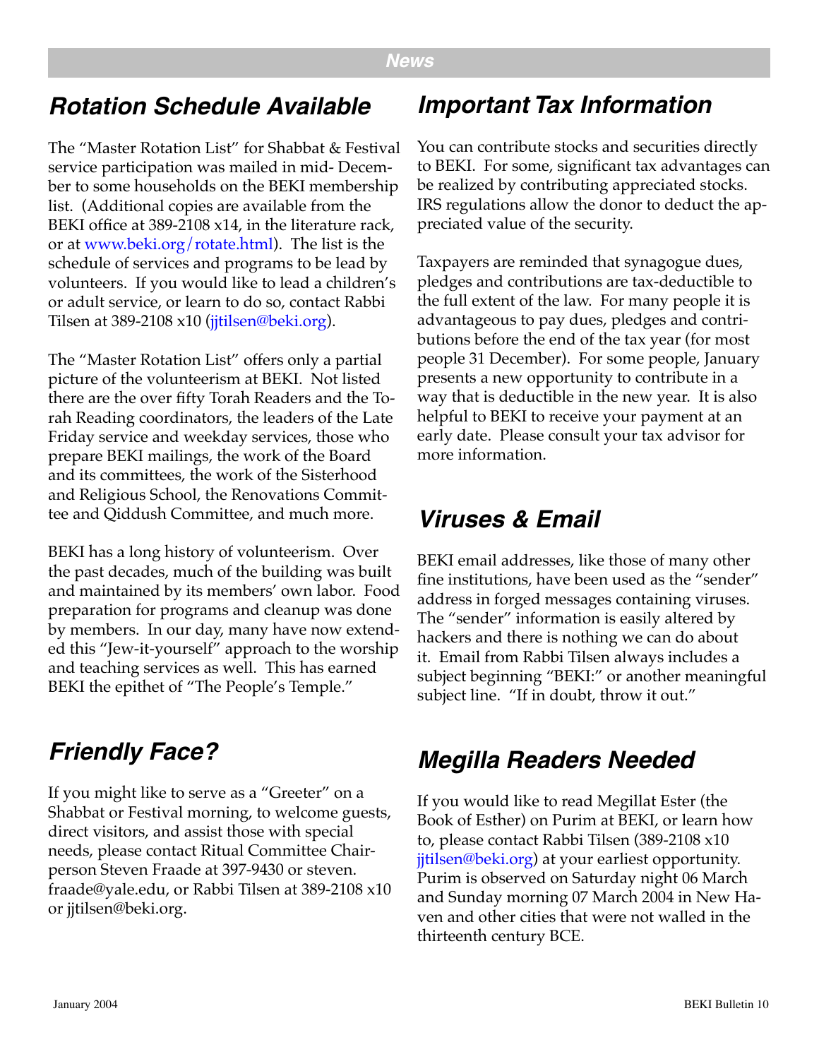## News

## Rotation Schedule Available

The "Master Rotation List" for Shabbat & Festival service participation was mailed in mid- December to some households on the BEKI membership list. (Additional copies are available from the BEKI office at 389-2108 x14, in the literature rack, or at www.beki.org/rotate.html). The list is the schedule of services and programs to be lead by volunteers. If you would like to lead a children's or adult service, or learn to do so, contact Rabbi Tilsen at 389-2108 x10 (jjtilsen@beki.org).

The "Master Rotation List" offers only a partial picture of the volunteerism at BEKI. Not listed there are the over fifty Torah Readers and the Torah Reading coordinators, the leaders of the Late Friday service and weekday services, those who prepare BEKI mailings, the work of the Board and its committees, the work of the Sisterhood and Religious School, the Renovations Committee and Qiddush Committee, and much more.

BEKI has a long history of volunteerism. Over the past decades, much of the building was built and maintained by its members' own labor. Food preparation for programs and cleanup was done by members. In our day, many have now extended this "Jew-it-yourself" approach to the worship and teaching services as well. This has earned BEKI the epithet of "The People's Temple."

## Friendly Face?

If you might like to serve as a "Greeter" on a Shabbat or Festival morning, to welcome guests, direct visitors, and assist those with special needs, please contact Ritual Committee Chairperson Steven Fraade at 397-9430 or steven.fraade@yale.edu, or Rabbi Tilsen at 389-2108 x10 or jjtilsen@beki.org.

## Important Tax Information

You can contribute stocks and securities directly to BEKI. For some, significant tax advantages can be realized by contributing appreciated stocks. IRS regulations allow the donor to deduct the appreciated value of the security.

Taxpayers are reminded that synagogue dues, pledges and contributions are tax-deductible to the full extent of the law. For many people it is advantageous to pay dues, pledges and contributions before the end of the tax year (for most people 31 December). For some people, January presents a new opportunity to contribute in a way that is deductible in the new year. It is also helpful to BEKI to receive your payment at an early date. Please consult your tax advisor for more information.

## Viruses & Email

BEKI email addresses, like those of many other fine institutions, have been used as the "sender" address in forged messages containing viruses. The "sender" information is easily altered by hackers and there is nothing we can do about it. Email from Rabbi Tilsen always includes a subject beginning "BEKI:" or another meaningful subject line. "If in doubt, throw it out."

## Megilla Readers Needed

If you would like to read Megillat Ester (the Book of Esther) on Purim at BEKI, or learn how to, please contact Rabbi Tilsen (389-2108 x10 jjtilsen@beki.org) at your earliest opportunity. Purim is observed on Saturday night 06 March and Sunday morning 07 March 2004 in New Haven and other cities that were not walled in the thirteenth century BCE.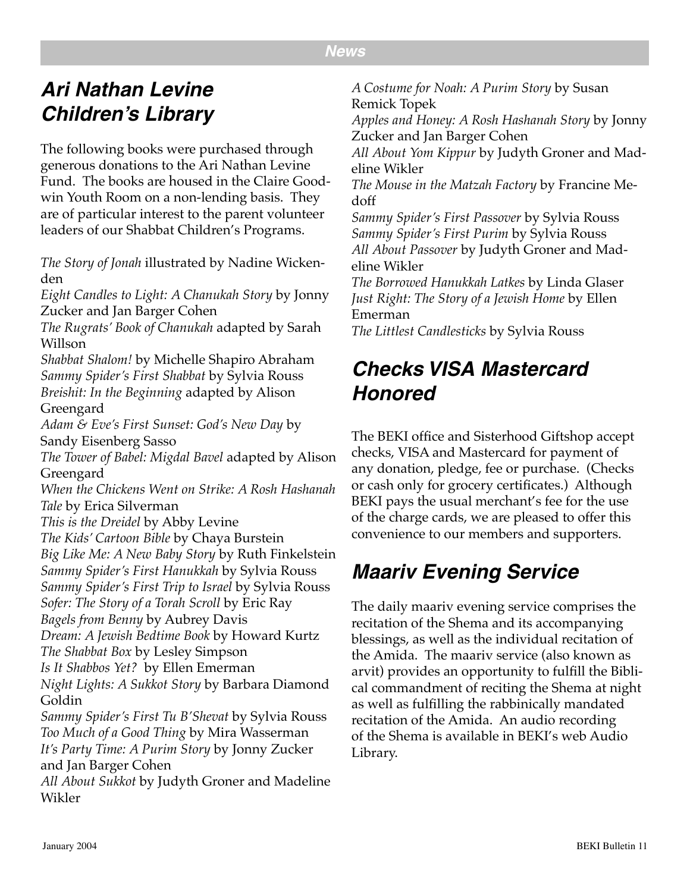## Ari Nathan Levine Children's Library

The following books were purchased through generous donations to the Ari Nathan Levine Fund. The books are housed in the Claire Goodwin Youth Room on a non-lending basis. They are of particular interest to the parent volunteer leaders of our Shabbat Children's Programs.

*The Story of Jonah* illustrated by Nadine Wickenden
*Eight Candles to Light: A Chanukah Story* by Jonny Zucker and Jan Barger Cohen
*The Rugrats' Book of Chanukah* adapted by Sarah Willson
*Shabbat Shalom!* by Michelle Shapiro Abraham
*Sammy Spider's First Shabbat* by Sylvia Rouss
*Breishit: In the Beginning* adapted by Alison Greengard
*Adam & Eve's First Sunset: God's New Day* by Sandy Eisenberg Sasso
*The Tower of Babel: Migdal Bavel* adapted by Alison Greengard
*When the Chickens Went on Strike: A Rosh Hashanah Tale* by Erica Silverman
*This is the Dreidel* by Abby Levine
*The Kids' Cartoon Bible* by Chaya Burstein
*Big Like Me: A New Baby Story* by Ruth Finkelstein
*Sammy Spider's First Hanukkah* by Sylvia Rouss
*Sammy Spider's First Trip to Israel* by Sylvia Rouss
*Sofer: The Story of a Torah Scroll* by Eric Ray
*Bagels from Benny* by Aubrey Davis
*Dream: A Jewish Bedtime Book* by Howard Kurtz
*The Shabbat Box* by Lesley Simpson
*Is It Shabbos Yet?* by Ellen Emerman
*Night Lights: A Sukkot Story* by Barbara Diamond Goldin
*Sammy Spider's First Tu B'Shevat* by Sylvia Rouss
*Too Much of a Good Thing* by Mira Wasserman
*It's Party Time: A Purim Story* by Jonny Zucker and Jan Barger Cohen
*All About Sukkot* by Judyth Groner and Madeline Wikler
*A Costume for Noah: A Purim Story* by Susan Remick Topek
*Apples and Honey: A Rosh Hashanah Story* by Jonny Zucker and Jan Barger Cohen
*All About Yom Kippur* by Judyth Groner and Madeline Wikler
*The Mouse in the Matzah Factory* by Francine Medoff
*Sammy Spider's First Passover* by Sylvia Rouss
*Sammy Spider's First Purim* by Sylvia Rouss
*All About Passover* by Judyth Groner and Madeline Wikler
*The Borrowed Hanukkah Latkes* by Linda Glaser
*Just Right: The Story of a Jewish Home* by Ellen Emerman
*The Littlest Candlesticks* by Sylvia Rouss

## Checks VISA Mastercard Honored

The BEKI office and Sisterhood Giftshop accept checks, VISA and Mastercard for payment of any donation, pledge, fee or purchase. (Checks or cash only for grocery certificates.) Although BEKI pays the usual merchant's fee for the use of the charge cards, we are pleased to offer this convenience to our members and supporters.

## Maariv Evening Service

The daily maariv evening service comprises the recitation of the Shema and its accompanying blessings, as well as the individual recitation of the Amida. The maariv service (also known as arvit) provides an opportunity to fulfill the Biblical commandment of reciting the Shema at night as well as fulfilling the rabbinically mandated recitation of the Amida. An audio recording of the Shema is available in BEKI's web Audio Library.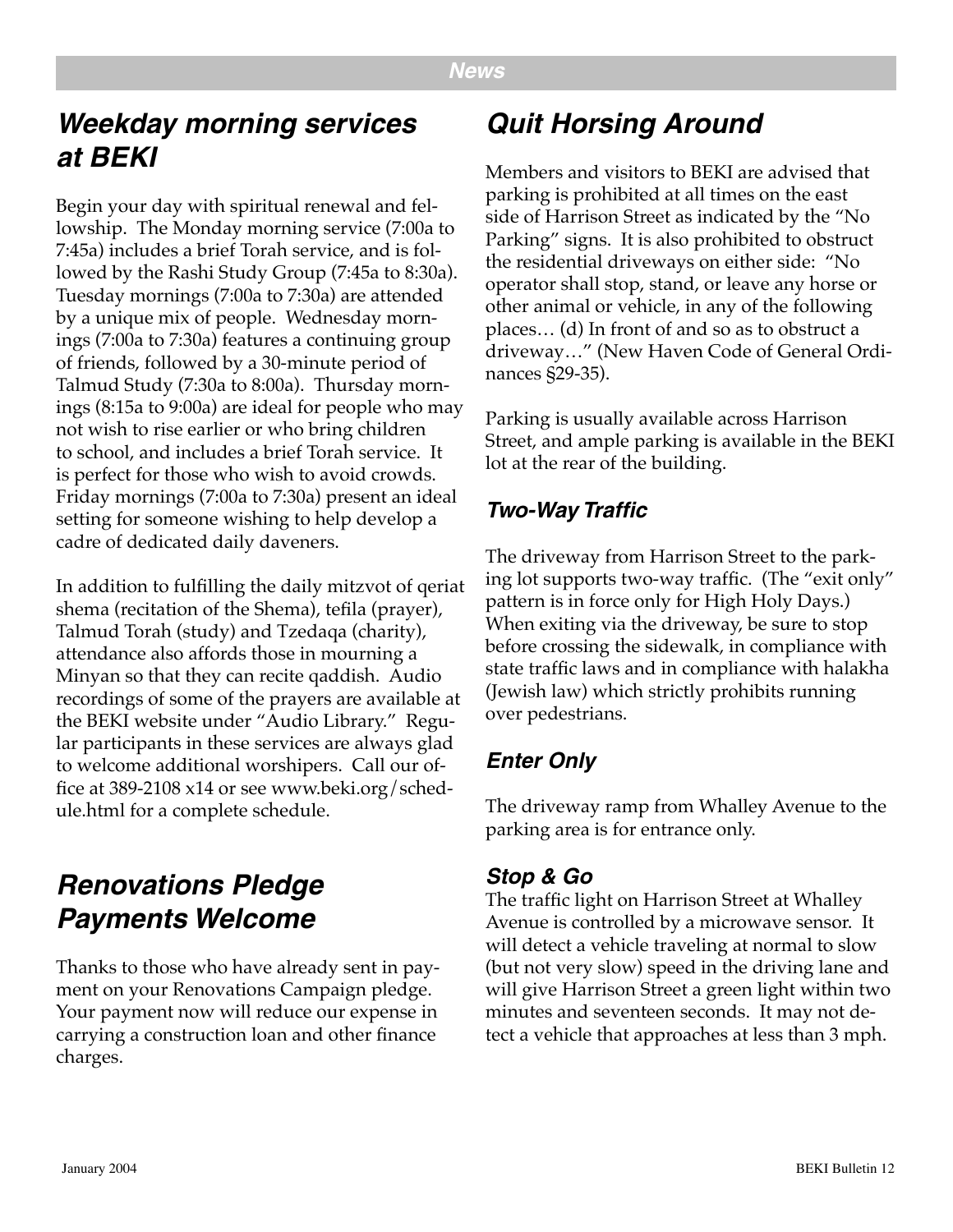## Weekday morning services at BEKI

Begin your day with spiritual renewal and fellowship. The Monday morning service (7:00a to 7:45a) includes a brief Torah service, and is followed by the Rashi Study Group (7:45a to 8:30a). Tuesday mornings (7:00a to 7:30a) are attended by a unique mix of people. Wednesday mornings (7:00a to 7:30a) features a continuing group of friends, followed by a 30-minute period of Talmud Study (7:30a to 8:00a). Thursday mornings (8:15a to 9:00a) are ideal for people who may not wish to rise earlier or who bring children to school, and includes a brief Torah service. It is perfect for those who wish to avoid crowds. Friday mornings (7:00a to 7:30a) present an ideal setting for someone wishing to help develop a cadre of dedicated daily daveners.

In addition to fulfilling the daily mitzvot of qeriat shema (recitation of the Shema), tefila (prayer), Talmud Torah (study) and Tzedaqa (charity), attendance also affords those in mourning a Minyan so that they can recite qaddish. Audio recordings of some of the prayers are available at the BEKI website under "Audio Library." Regular participants in these services are always glad to welcome additional worshipers. Call our office at 389-2108 x14 or see www.beki.org/schedule.html for a complete schedule.

## Renovations Pledge Payments Welcome

Thanks to those who have already sent in payment on your Renovations Campaign pledge. Your payment now will reduce our expense in carrying a construction loan and other finance charges.

## Quit Horsing Around

Members and visitors to BEKI are advised that parking is prohibited at all times on the east side of Harrison Street as indicated by the "No Parking" signs. It is also prohibited to obstruct the residential driveways on either side: "No operator shall stop, stand, or leave any horse or other animal or vehicle, in any of the following places… (d) In front of and so as to obstruct a driveway…" (New Haven Code of General Ordinances §29-35).

Parking is usually available across Harrison Street, and ample parking is available in the BEKI lot at the rear of the building.

### Two-Way Traffic

The driveway from Harrison Street to the parking lot supports two-way traffic. (The "exit only" pattern is in force only for High Holy Days.) When exiting via the driveway, be sure to stop before crossing the sidewalk, in compliance with state traffic laws and in compliance with halakha (Jewish law) which strictly prohibits running over pedestrians.

### Enter Only

The driveway ramp from Whalley Avenue to the parking area is for entrance only.

### Stop & Go

The traffic light on Harrison Street at Whalley Avenue is controlled by a microwave sensor. It will detect a vehicle traveling at normal to slow (but not very slow) speed in the driving lane and will give Harrison Street a green light within two minutes and seventeen seconds. It may not detect a vehicle that approaches at less than 3 mph.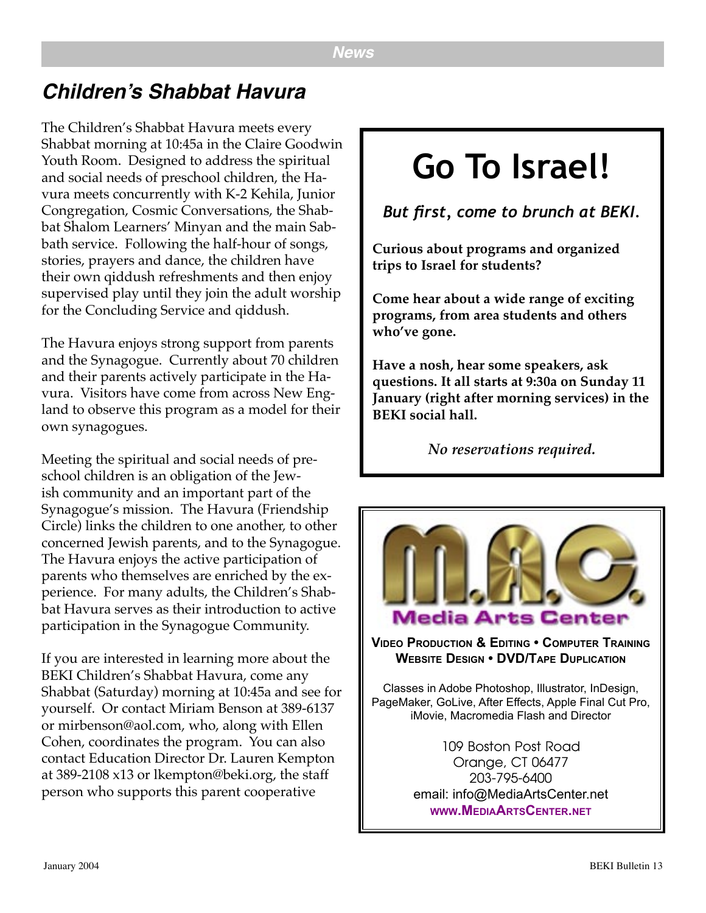## News

# Children's Shabbat Havura

The Children's Shabbat Havura meets every Shabbat morning at 10:45a in the Claire Goodwin Youth Room. Designed to address the spiritual and social needs of preschool children, the Havura meets concurrently with K-2 Kehila, Junior Congregation, Cosmic Conversations, the Shabbat Shalom Learners' Minyan and the main Sabbath service. Following the half-hour of songs, stories, prayers and dance, the children have their own qiddush refreshments and then enjoy supervised play until they join the adult worship for the Concluding Service and qiddush.

The Havura enjoys strong support from parents and the Synagogue. Currently about 70 children and their parents actively participate in the Havura. Visitors have come from across New England to observe this program as a model for their own synagogues.

Meeting the spiritual and social needs of preschool children is an obligation of the Jewish community and an important part of the Synagogue's mission. The Havura (Friendship Circle) links the children to one another, to other concerned Jewish parents, and to the Synagogue. The Havura enjoys the active participation of parents who themselves are enriched by the experience. For many adults, the Children's Shabbat Havura serves as their introduction to active participation in the Synagogue Community.

If you are interested in learning more about the BEKI Children's Shabbat Havura, come any Shabbat (Saturday) morning at 10:45a and see for yourself. Or contact Miriam Benson at 389-6137 or mirbenson@aol.com, who, along with Ellen Cohen, coordinates the program. You can also contact Education Director Dr. Lauren Kempton at 389-2108 x13 or lkempton@beki.org, the staff person who supports this parent cooperative

# Go To Israel!

*But first, come to brunch at BEKI.*

**Curious about programs and organized trips to Israel for students?**

**Come hear about a wide range of exciting programs, from area students and others who've gone.**

**Have a nosh, hear some speakers, ask questions. It all starts at 9:30a on Sunday 11 January (right after morning services) in the BEKI social hall.**

***No reservations required.***

**M.A.C. Media Arts Center**

**Video Production & Editing • Computer Training**
**Website Design • DVD/Tape Duplication**

Classes in Adobe Photoshop, Illustrator, InDesign, PageMaker, GoLive, After Effects, Apple Final Cut Pro, iMovie, Macromedia Flash and Director

109 Boston Post Road
Orange, CT 06477
203-795-6400
email: info@MediaArtsCenter.net
**www.MediaArtsCenter.net**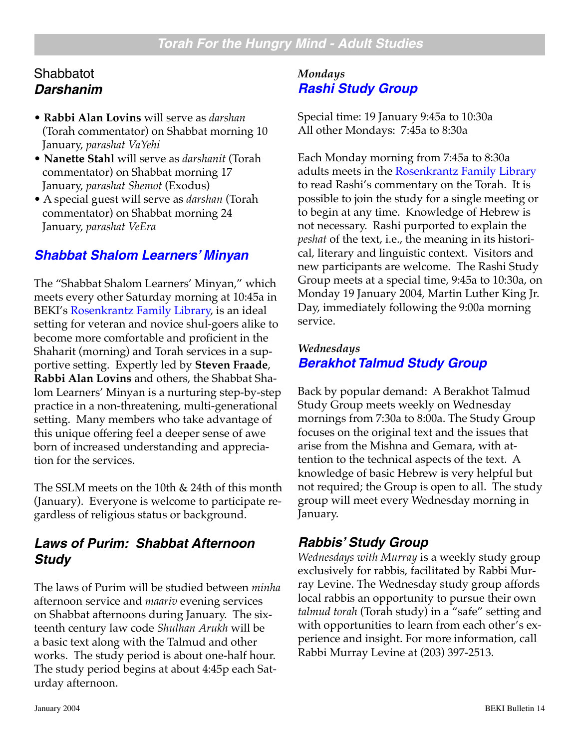# Torah For the Hungry Mind - Adult Studies

## Shabbatot
### *Darshanim*

- **Rabbi Alan Lovins** will serve as *darshan* (Torah commentator) on Shabbat morning 10 January, *parashat VaYehi*
- **Nanette Stahl** will serve as *darshanit* (Torah commentator) on Shabbat morning 17 January, *parashat Shemot* (Exodus)
- A special guest will serve as *darshan* (Torah commentator) on Shabbat morning 24 January, *parashat VeEra*

## *Shabbat Shalom Learners' Minyan*

The "Shabbat Shalom Learners' Minyan," which meets every other Saturday morning at 10:45a in BEKI's Rosenkrantz Family Library, is an ideal setting for veteran and novice shul-goers alike to become more comfortable and proficient in the Shaharit (morning) and Torah services in a supportive setting. Expertly led by **Steven Fraade**, **Rabbi Alan Lovins** and others, the Shabbat Shalom Learners' Minyan is a nurturing step-by-step practice in a non-threatening, multi-generational setting. Many members who take advantage of this unique offering feel a deeper sense of awe born of increased understanding and appreciation for the services.

The SSLM meets on the 10th & 24th of this month (January). Everyone is welcome to participate regardless of religious status or background.

## *Laws of Purim: Shabbat Afternoon Study*

The laws of Purim will be studied between *minha* afternoon service and *maariv* evening services on Shabbat afternoons during January. The sixteenth century law code *Shulhan Arukh* will be a basic text along with the Talmud and other works. The study period is about one-half hour. The study period begins at about 4:45p each Saturday afternoon.

*Mondays*
## *Rashi Study Group*

Special time: 19 January 9:45a to 10:30a
All other Mondays: 7:45a to 8:30a

Each Monday morning from 7:45a to 8:30a adults meets in the Rosenkrantz Family Library to read Rashi's commentary on the Torah. It is possible to join the study for a single meeting or to begin at any time. Knowledge of Hebrew is not necessary. Rashi purported to explain the *peshat* of the text, i.e., the meaning in its historical, literary and linguistic context. Visitors and new participants are welcome. The Rashi Study Group meets at a special time, 9:45a to 10:30a, on Monday 19 January 2004, Martin Luther King Jr. Day, immediately following the 9:00a morning service.

*Wednesdays*
## *Berakhot Talmud Study Group*

Back by popular demand: A Berakhot Talmud Study Group meets weekly on Wednesday mornings from 7:30a to 8:00a. The Study Group focuses on the original text and the issues that arise from the Mishna and Gemara, with attention to the technical aspects of the text. A knowledge of basic Hebrew is very helpful but not required; the Group is open to all. The study group will meet every Wednesday morning in January.

## *Rabbis' Study Group*

*Wednesdays with Murray* is a weekly study group exclusively for rabbis, facilitated by Rabbi Murray Levine. The Wednesday study group affords local rabbis an opportunity to pursue their own *talmud torah* (Torah study) in a "safe" setting and with opportunities to learn from each other's experience and insight. For more information, call Rabbi Murray Levine at (203) 397-2513.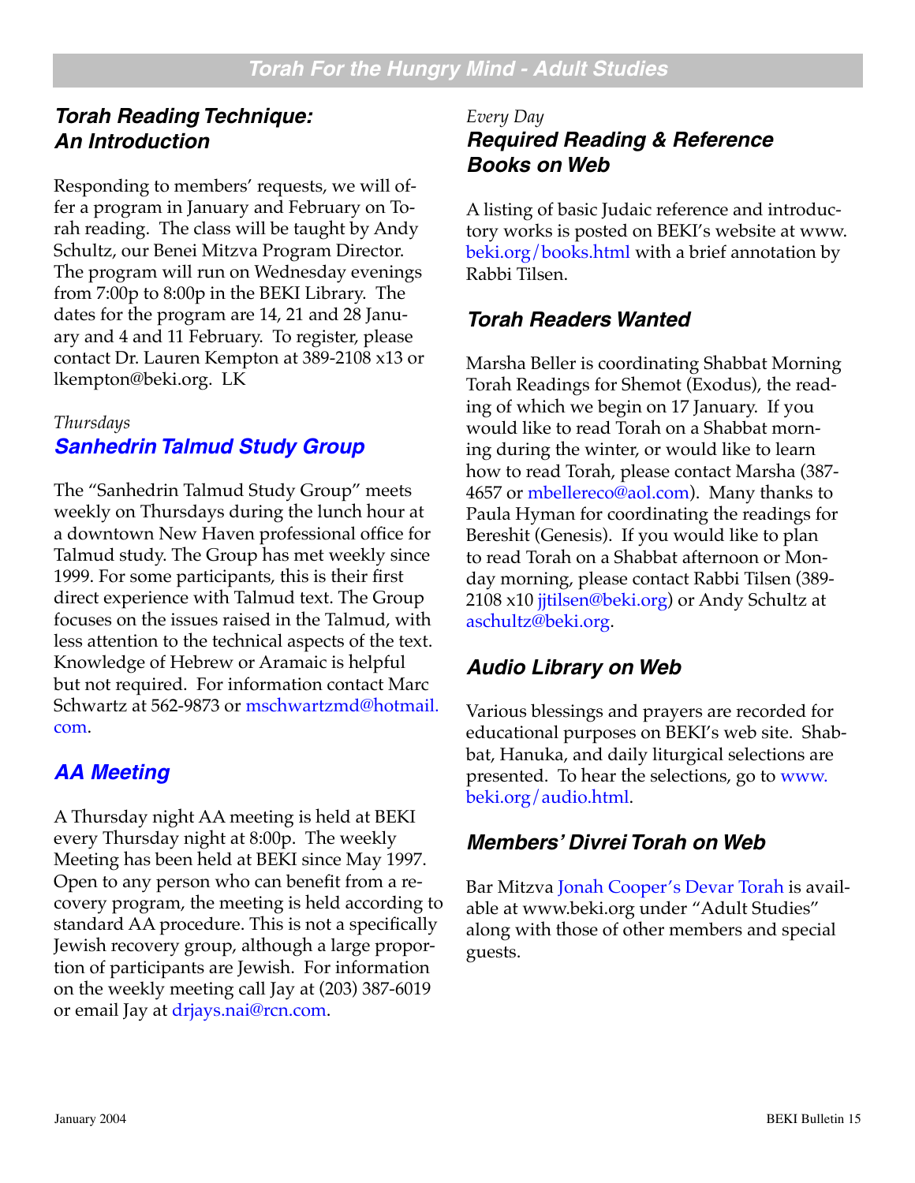## Torah For the Hungry Mind - Adult Studies

### *Torah Reading Technique: An Introduction*

Responding to members' requests, we will offer a program in January and February on Torah reading. The class will be taught by Andy Schultz, our Benei Mitzva Program Director. The program will run on Wednesday evenings from 7:00p to 8:00p in the BEKI Library. The dates for the program are 14, 21 and 28 January and 4 and 11 February. To register, please contact Dr. Lauren Kempton at 389-2108 x13 or lkempton@beki.org. LK

*Thursdays*

### *Sanhedrin Talmud Study Group*

The "Sanhedrin Talmud Study Group" meets weekly on Thursdays during the lunch hour at a downtown New Haven professional office for Talmud study. The Group has met weekly since 1999. For some participants, this is their first direct experience with Talmud text. The Group focuses on the issues raised in the Talmud, with less attention to the technical aspects of the text. Knowledge of Hebrew or Aramaic is helpful but not required. For information contact Marc Schwartz at 562-9873 or mschwartzmd@hotmail.com.

### *AA Meeting*

A Thursday night AA meeting is held at BEKI every Thursday night at 8:00p. The weekly Meeting has been held at BEKI since May 1997. Open to any person who can benefit from a recovery program, the meeting is held according to standard AA procedure. This is not a specifically Jewish recovery group, although a large proportion of participants are Jewish. For information on the weekly meeting call Jay at (203) 387-6019 or email Jay at drjays.nai@rcn.com.

*Every Day*

### *Required Reading & Reference Books on Web*

A listing of basic Judaic reference and introductory works is posted on BEKI's website at www.beki.org/books.html with a brief annotation by Rabbi Tilsen.

### *Torah Readers Wanted*

Marsha Beller is coordinating Shabbat Morning Torah Readings for Shemot (Exodus), the reading of which we begin on 17 January. If you would like to read Torah on a Shabbat morning during the winter, or would like to learn how to read Torah, please contact Marsha (387-4657 or mbellereco@aol.com). Many thanks to Paula Hyman for coordinating the readings for Bereshit (Genesis). If you would like to plan to read Torah on a Shabbat afternoon or Monday morning, please contact Rabbi Tilsen (389-2108 x10 jjtilsen@beki.org) or Andy Schultz at aschultz@beki.org.

### *Audio Library on Web*

Various blessings and prayers are recorded for educational purposes on BEKI's web site. Shabbat, Hanuka, and daily liturgical selections are presented. To hear the selections, go to www.beki.org/audio.html.

### *Members' Divrei Torah on Web*

Bar Mitzva Jonah Cooper's Devar Torah is available at www.beki.org under "Adult Studies" along with those of other members and special guests.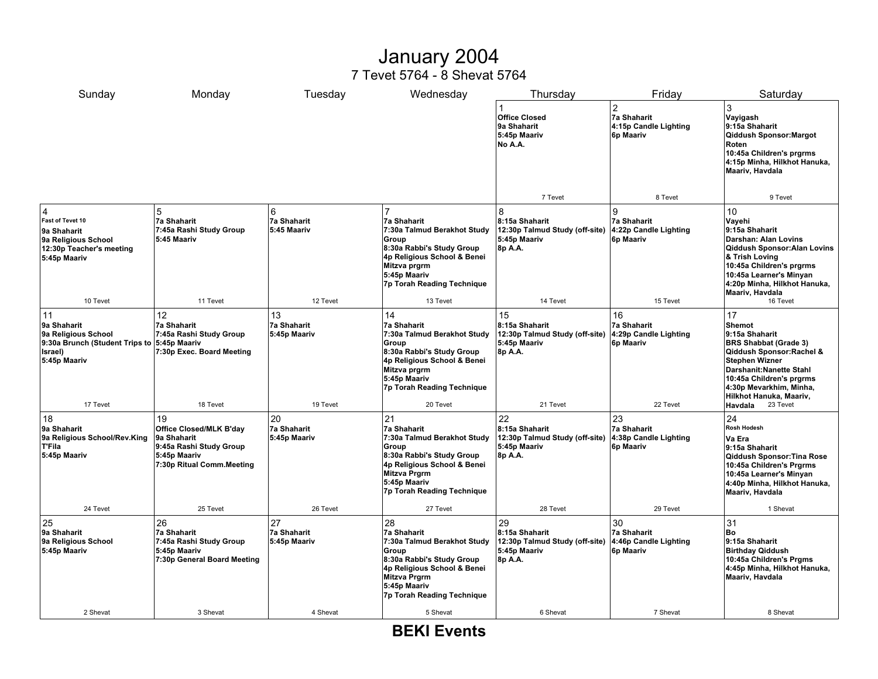# January 2004

7 Tevet 5764 - 8 Shevat 5764

| Sunday | Monday | Tuesday | Wednesday | Thursday | Friday | Saturday |
|---|---|---|---|---|---|---|
| | | | | 1<br>**Office Closed**<br>**9a Shaharit**<br>**5:45p Maariv**<br>**No A.A.**<br>7 Tevet | 2<br>**7a Shaharit**<br>**4:15p Candle Lighting**<br>**6p Maariv**<br>8 Tevet | 3<br>**Vayigash**<br>**9:15a Shaharit**<br>**Qiddush Sponsor:Margot Roten**<br>**10:45a Children's prgrms**<br>**4:15p Minha, Hilkhot Hanuka, Maariv, Havdala**<br>9 Tevet |
| 4<br>**Fast of Tevet 10**<br>**9a Shaharit**<br>**9a Religious School**<br>**12:30p Teacher's meeting**<br>**5:45p Maariv**<br>10 Tevet | 5<br>**7a Shaharit**<br>**7:45a Rashi Study Group**<br>**5:45 Maariv**<br>11 Tevet | 6<br>**7a Shaharit**<br>**5:45 Maariv**<br>12 Tevet | 7<br>**7a Shaharit**<br>**7:30a Talmud Berakhot Study Group**<br>**8:30a Rabbi's Study Group**<br>**4p Religious School & Benei Mitzva prgrm**<br>**5:45p Maariv**<br>**7p Torah Reading Technique**<br>13 Tevet | 8<br>**8:15a Shaharit**<br>**12:30p Talmud Study (off-site)**<br>**5:45p Maariv**<br>**8p A.A.**<br>14 Tevet | 9<br>**7a Shaharit**<br>**4:22p Candle Lighting**<br>**6p Maariv**<br>15 Tevet | 10<br>**Vayehi**<br>**9:15a Shaharit**<br>**Darshan: Alan Lovins**<br>**Qiddush Sponsor:Alan Lovins & Trish Loving**<br>**10:45a Children's prgrms**<br>**10:45a Learner's Minyan**<br>**4:20p Minha, Hilkhot Hanuka, Maariv, Havdala**<br>16 Tevet |
| 11<br>**9a Shaharit**<br>**9a Religious School**<br>**9:30a Brunch (Student Trips to Israel)**<br>**5:45p Maariv**<br>17 Tevet | 12<br>**7a Shaharit**<br>**7:45a Rashi Study Group**<br>**5:45p Maariv**<br>**7:30p Exec. Board Meeting**<br>18 Tevet | 13<br>**7a Shaharit**<br>**5:45p Maariv**<br>19 Tevet | 14<br>**7a Shaharit**<br>**7:30a Talmud Berakhot Study Group**<br>**8:30a Rabbi's Study Group**<br>**4p Religious School & Benei Mitzva prgrm**<br>**5:45p Maariv**<br>**7p Torah Reading Technique**<br>20 Tevet | 15<br>**8:15a Shaharit**<br>**12:30p Talmud Study (off-site)**<br>**5:45p Maariv**<br>**8p A.A.**<br>21 Tevet | 16<br>**7a Shaharit**<br>**4:29p Candle Lighting**<br>**6p Maariv**<br>22 Tevet | 17<br>**Shemot**<br>**9:15a Shaharit**<br>**BRS Shabbat (Grade 3)**<br>**Qiddush Sponsor:Rachel & Stephen Wizner**<br>**Darshanit:Nanette Stahl**<br>**10:45a Children's prgrms**<br>**4:30p Mevarkhim, Minha, Hilkhot Hanuka, Maariv, Havdala**<br>23 Tevet |
| 18<br>**9a Shaharit**<br>**9a Religious School/Rev.King T'Fila**<br>**5:45p Maariv**<br>24 Tevet | 19<br>**Office Closed/MLK B'day**<br>**9a Shaharit**<br>**9:45a Rashi Study Group**<br>**5:45p Maariv**<br>**7:30p Ritual Comm.Meeting**<br>25 Tevet | 20<br>**7a Shaharit**<br>**5:45p Maariv**<br>26 Tevet | 21<br>**7a Shaharit**<br>**7:30a Talmud Berakhot Study Group**<br>**8:30a Rabbi's Study Group**<br>**4p Religious School & Benei Mitzva Prgrm**<br>**5:45p Maariv**<br>**7p Torah Reading Technique**<br>27 Tevet | 22<br>**8:15a Shaharit**<br>**12:30p Talmud Study (off-site)**<br>**5:45p Maariv**<br>**8p A.A.**<br>28 Tevet | 23<br>**7a Shaharit**<br>**4:38p Candle Lighting**<br>**6p Maariv**<br>29 Tevet | 24<br>**Rosh Hodesh**<br>**Va Era**<br>**9:15a Shaharit**<br>**Qiddush Sponsor:Tina Rose**<br>**10:45a Children's Prgrms**<br>**10:45a Learner's Minyan**<br>**4:40p Minha, Hilkhot Hanuka, Maariv, Havdala**<br>1 Shevat |
| 25<br>**9a Shaharit**<br>**9a Religious School**<br>**5:45p Maariv**<br>2 Shevat | 26<br>**7a Shaharit**<br>**7:45a Rashi Study Group**<br>**5:45p Maariv**<br>**7:30p General Board Meeting**<br>3 Shevat | 27<br>**7a Shaharit**<br>**5:45p Maariv**<br>4 Shevat | 28<br>**7a Shaharit**<br>**7:30a Talmud Berakhot Study Group**<br>**8:30a Rabbi's Study Group**<br>**4p Religious School & Benei Mitzva Prgrm**<br>**5:45p Maariv**<br>**7p Torah Reading Technique**<br>5 Shevat | 29<br>**8:15a Shaharit**<br>**12:30p Talmud Study (off-site)**<br>**5:45p Maariv**<br>**8p A.A.**<br>6 Shevat | 30<br>**7a Shaharit**<br>**4:46p Candle Lighting**<br>**6p Maariv**<br>7 Shevat | 31<br>**Bo**<br>**9:15a Shaharit**<br>**Birthday Qiddush**<br>**10:45a Children's Prgms**<br>**4:45p Minha, Hilkhot Hanuka, Maariv, Havdala**<br>8 Shevat |

**BEKI Events**